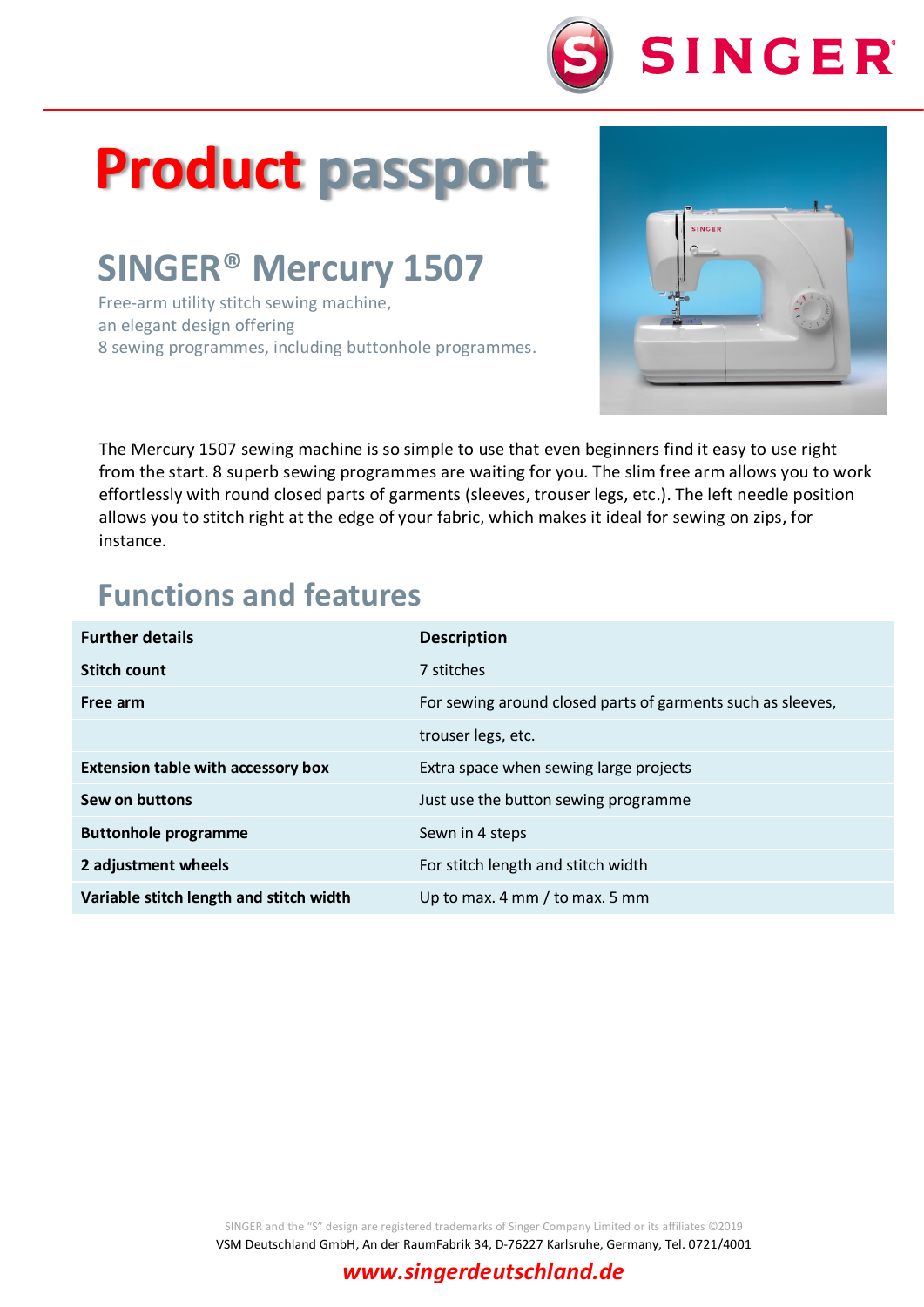# Product passport

## SINGER® Mercury 1507

Free-arm utility stitch sewing machine,
an elegant design offering
8 sewing programmes, including buttonhole programmes.

The Mercury 1507 sewing machine is so simple to use that even beginners find it easy to use right from the start. 8 superb sewing programmes are waiting for you. The slim free arm allows you to work effortlessly with round closed parts of garments (sleeves, trouser legs, etc.). The left needle position allows you to stitch right at the edge of your fabric, which makes it ideal for sewing on zips, for instance.

## Functions and features

| Further details | Description |
|---|---|
| Stitch count | 7 stitches |
| Free arm | For sewing around closed parts of garments such as sleeves, trouser legs, etc. |
| Extension table with accessory box | Extra space when sewing large projects |
| Sew on buttons | Just use the button sewing programme |
| Buttonhole programme | Sewn in 4 steps |
| 2 adjustment wheels | For stitch length and stitch width |
| Variable stitch length and stitch width | Up to max. 4 mm / to max. 5 mm |

SINGER and the "S" design are registered trademarks of Singer Company Limited or its affiliates ©2019
VSM Deutschland GmbH, An der RaumFabrik 34, D-76227 Karlsruhe, Germany, Tel. 0721/4001

***www.singerdeutschland.de***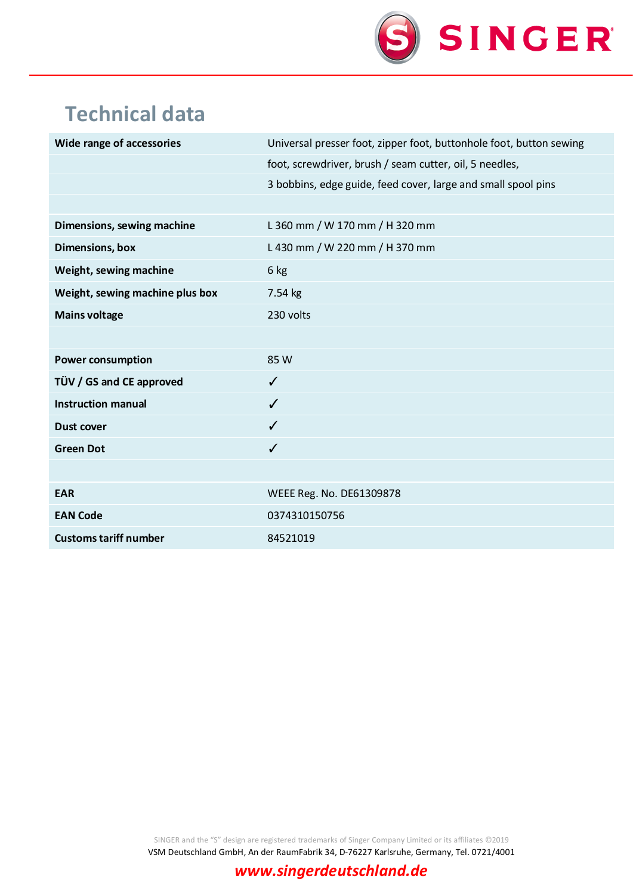## Technical data

| | |
|---|---|
| **Wide range of accessories** | Universal presser foot, zipper foot, buttonhole foot, button sewing foot, screwdriver, brush / seam cutter, oil, 5 needles, 3 bobbins, edge guide, feed cover, large and small spool pins |
| | |
| **Dimensions, sewing machine** | L 360 mm / W 170 mm / H 320 mm |
| **Dimensions, box** | L 430 mm / W 220 mm / H 370 mm |
| **Weight, sewing machine** | 6 kg |
| **Weight, sewing machine plus box** | 7.54 kg |
| **Mains voltage** | 230 volts |
| | |
| **Power consumption** | 85 W |
| **TÜV / GS and CE approved** | ✓ |
| **Instruction manual** | ✓ |
| **Dust cover** | ✓ |
| **Green Dot** | ✓ |
| | |
| **EAR** | WEEE Reg. No. DE61309878 |
| **EAN Code** | 0374310150756 |
| **Customs tariff number** | 84521019 |

SINGER and the "S" design are registered trademarks of Singer Company Limited or its affiliates ©2019
VSM Deutschland GmbH, An der RaumFabrik 34, D-76227 Karlsruhe, Germany, Tel. 0721/4001

***www.singerdeutschland.de***